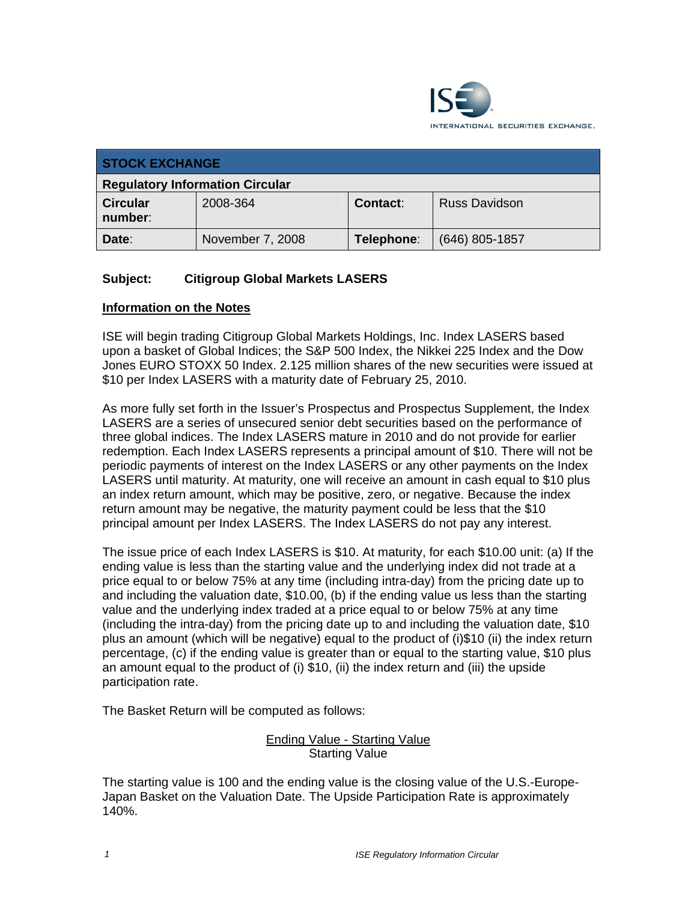| STOCK EXCHANGE | | | |
|---|---|---|---|
| **Regulatory Information Circular** | | | |
| **Circular number**: | 2008-364 | **Contact**: | Russ Davidson |
| **Date**: | November 7, 2008 | **Telephone**: | (646) 805-1857 |

**Subject: Citigroup Global Markets LASERS**

## Information on the Notes

ISE will begin trading Citigroup Global Markets Holdings, Inc. Index LASERS based upon a basket of Global Indices; the S&P 500 Index, the Nikkei 225 Index and the Dow Jones EURO STOXX 50 Index. 2.125 million shares of the new securities were issued at $10 per Index LASERS with a maturity date of February 25, 2010.

As more fully set forth in the Issuer's Prospectus and Prospectus Supplement, the Index LASERS are a series of unsecured senior debt securities based on the performance of three global indices. The Index LASERS mature in 2010 and do not provide for earlier redemption. Each Index LASERS represents a principal amount of $10. There will not be periodic payments of interest on the Index LASERS or any other payments on the Index LASERS until maturity. At maturity, one will receive an amount in cash equal to $10 plus an index return amount, which may be positive, zero, or negative. Because the index return amount may be negative, the maturity payment could be less that the $10 principal amount per Index LASERS. The Index LASERS do not pay any interest.

The issue price of each Index LASERS is $10. At maturity, for each $10.00 unit: (a) If the ending value is less than the starting value and the underlying index did not trade at a price equal to or below 75% at any time (including intra-day) from the pricing date up to and including the valuation date, $10.00, (b) if the ending value us less than the starting value and the underlying index traded at a price equal to or below 75% at any time (including the intra-day) from the pricing date up to and including the valuation date, $10 plus an amount (which will be negative) equal to the product of (i)$10 (ii) the index return percentage, (c) if the ending value is greater than or equal to the starting value, $10 plus an amount equal to the product of (i) $10, (ii) the index return and (iii) the upside participation rate.

The Basket Return will be computed as follows:

$$\frac{\text{Ending Value} - \text{Starting Value}}{\text{Starting Value}}$$

The starting value is 100 and the ending value is the closing value of the U.S.-Europe-Japan Basket on the Valuation Date. The Upside Participation Rate is approximately 140%.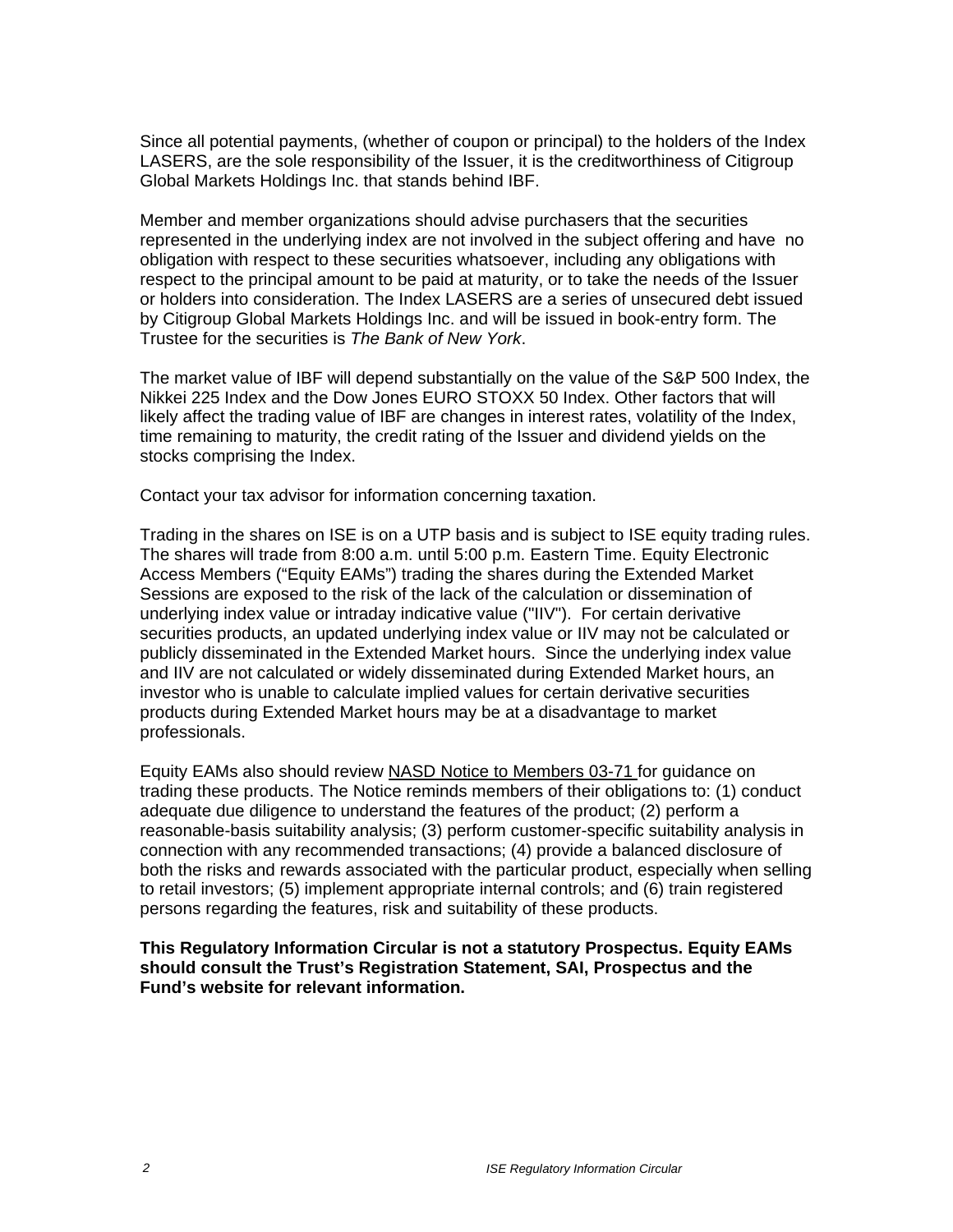Since all potential payments, (whether of coupon or principal) to the holders of the Index LASERS, are the sole responsibility of the Issuer, it is the creditworthiness of Citigroup Global Markets Holdings Inc. that stands behind IBF.

Member and member organizations should advise purchasers that the securities represented in the underlying index are not involved in the subject offering and have no obligation with respect to these securities whatsoever, including any obligations with respect to the principal amount to be paid at maturity, or to take the needs of the Issuer or holders into consideration. The Index LASERS are a series of unsecured debt issued by Citigroup Global Markets Holdings Inc. and will be issued in book-entry form. The Trustee for the securities is *The Bank of New York*.

The market value of IBF will depend substantially on the value of the S&P 500 Index, the Nikkei 225 Index and the Dow Jones EURO STOXX 50 Index. Other factors that will likely affect the trading value of IBF are changes in interest rates, volatility of the Index, time remaining to maturity, the credit rating of the Issuer and dividend yields on the stocks comprising the Index.

Contact your tax advisor for information concerning taxation.

Trading in the shares on ISE is on a UTP basis and is subject to ISE equity trading rules. The shares will trade from 8:00 a.m. until 5:00 p.m. Eastern Time. Equity Electronic Access Members ("Equity EAMs") trading the shares during the Extended Market Sessions are exposed to the risk of the lack of the calculation or dissemination of underlying index value or intraday indicative value ("IIV"). For certain derivative securities products, an updated underlying index value or IIV may not be calculated or publicly disseminated in the Extended Market hours. Since the underlying index value and IIV are not calculated or widely disseminated during Extended Market hours, an investor who is unable to calculate implied values for certain derivative securities products during Extended Market hours may be at a disadvantage to market professionals.

Equity EAMs also should review NASD Notice to Members 03-71 for guidance on trading these products. The Notice reminds members of their obligations to: (1) conduct adequate due diligence to understand the features of the product; (2) perform a reasonable-basis suitability analysis; (3) perform customer-specific suitability analysis in connection with any recommended transactions; (4) provide a balanced disclosure of both the risks and rewards associated with the particular product, especially when selling to retail investors; (5) implement appropriate internal controls; and (6) train registered persons regarding the features, risk and suitability of these products.

**This Regulatory Information Circular is not a statutory Prospectus. Equity EAMs should consult the Trust's Registration Statement, SAI, Prospectus and the Fund's website for relevant information.**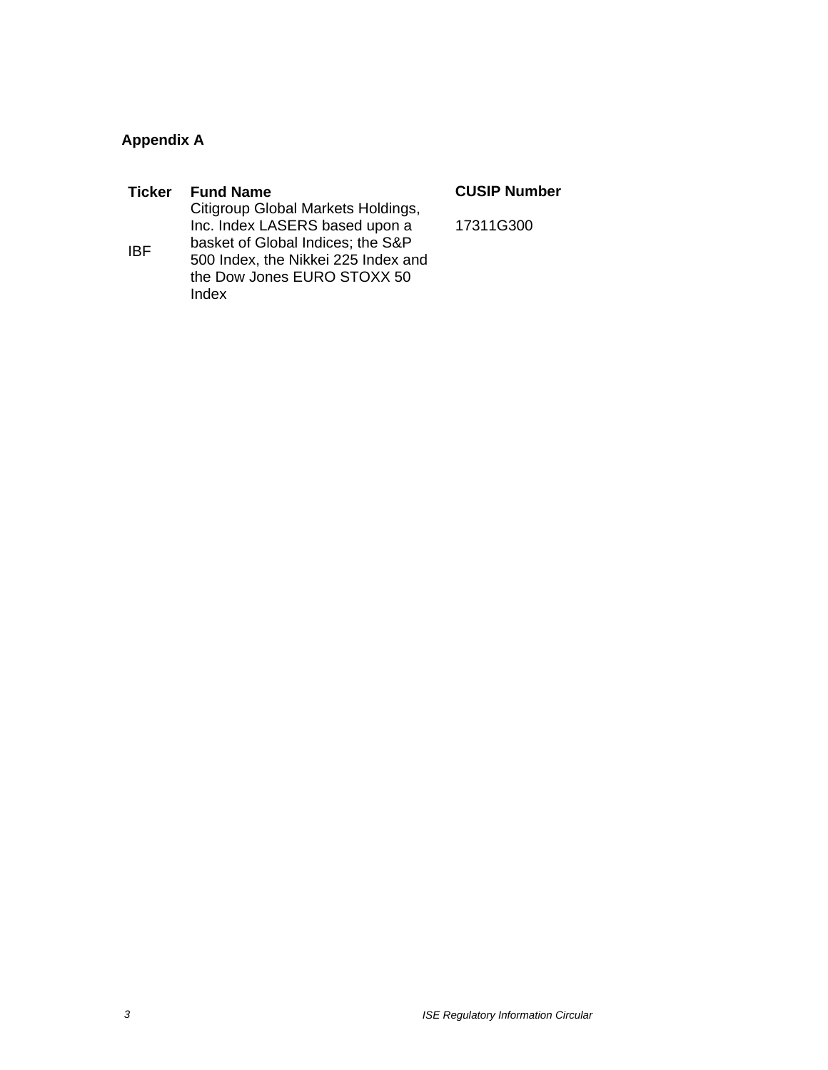**Appendix A**

| Ticker | Fund Name | CUSIP Number |
|---|---|---|
| IBF | Citigroup Global Markets Holdings, Inc. Index LASERS based upon a basket of Global Indices; the S&P 500 Index, the Nikkei 225 Index and the Dow Jones EURO STOXX 50 Index | 17311G300 |